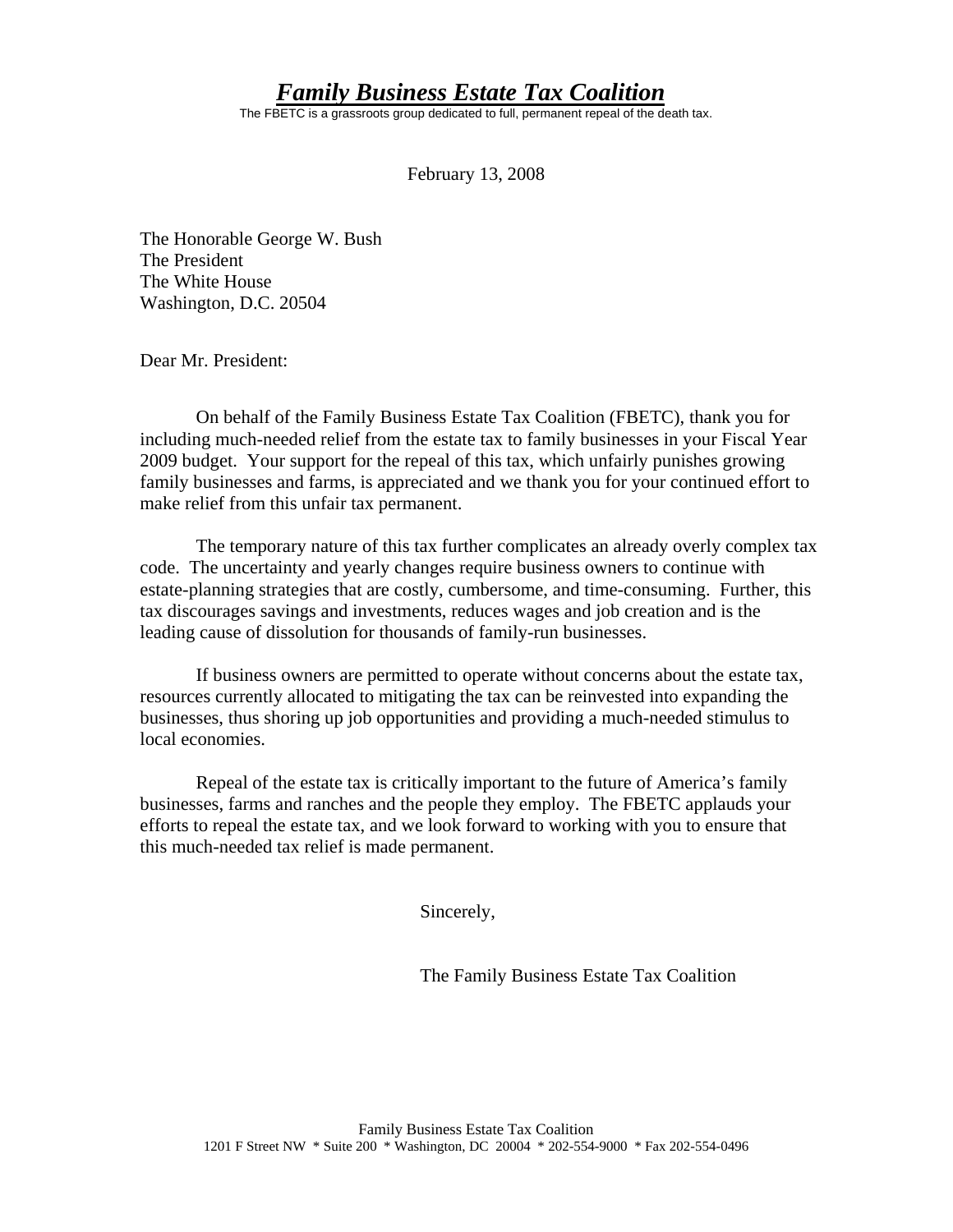# ***Family Business Estate Tax Coalition***

The FBETC is a grassroots group dedicated to full, permanent repeal of the death tax.

February 13, 2008

The Honorable George W. Bush
The President
The White House
Washington, D.C. 20504

Dear Mr. President:

On behalf of the Family Business Estate Tax Coalition (FBETC), thank you for including much-needed relief from the estate tax to family businesses in your Fiscal Year 2009 budget. Your support for the repeal of this tax, which unfairly punishes growing family businesses and farms, is appreciated and we thank you for your continued effort to make relief from this unfair tax permanent.

The temporary nature of this tax further complicates an already overly complex tax code. The uncertainty and yearly changes require business owners to continue with estate-planning strategies that are costly, cumbersome, and time-consuming. Further, this tax discourages savings and investments, reduces wages and job creation and is the leading cause of dissolution for thousands of family-run businesses.

If business owners are permitted to operate without concerns about the estate tax, resources currently allocated to mitigating the tax can be reinvested into expanding the businesses, thus shoring up job opportunities and providing a much-needed stimulus to local economies.

Repeal of the estate tax is critically important to the future of America's family businesses, farms and ranches and the people they employ. The FBETC applauds your efforts to repeal the estate tax, and we look forward to working with you to ensure that this much-needed tax relief is made permanent.

Sincerely,

The Family Business Estate Tax Coalition

Family Business Estate Tax Coalition
1201 F Street NW * Suite 200 * Washington, DC 20004 * 202-554-9000 * Fax 202-554-0496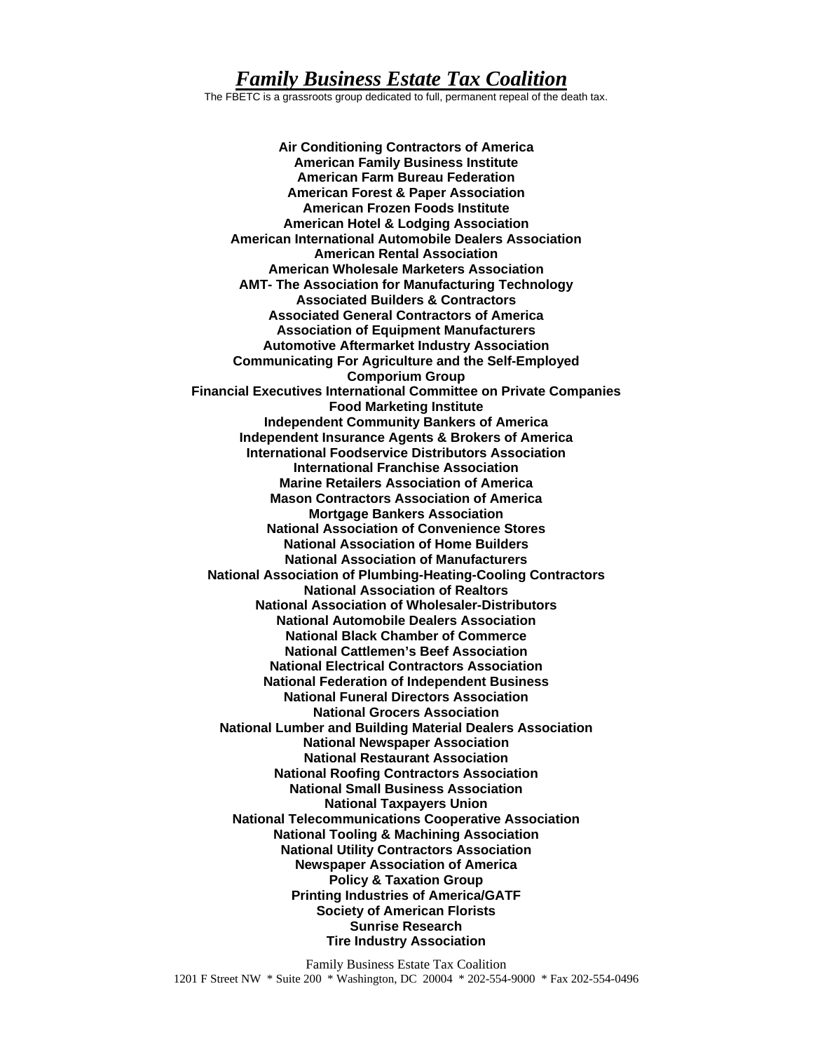# *Family Business Estate Tax Coalition*

The FBETC is a grassroots group dedicated to full, permanent repeal of the death tax.

**Air Conditioning Contractors of America**
**American Family Business Institute**
**American Farm Bureau Federation**
**American Forest & Paper Association**
**American Frozen Foods Institute**
**American Hotel & Lodging Association**
**American International Automobile Dealers Association**
**American Rental Association**
**American Wholesale Marketers Association**
**AMT- The Association for Manufacturing Technology**
**Associated Builders & Contractors**
**Associated General Contractors of America**
**Association of Equipment Manufacturers**
**Automotive Aftermarket Industry Association**
**Communicating For Agriculture and the Self-Employed**
**Comporium Group**
**Financial Executives International Committee on Private Companies**
**Food Marketing Institute**
**Independent Community Bankers of America**
**Independent Insurance Agents & Brokers of America**
**International Foodservice Distributors Association**
**International Franchise Association**
**Marine Retailers Association of America**
**Mason Contractors Association of America**
**Mortgage Bankers Association**
**National Association of Convenience Stores**
**National Association of Home Builders**
**National Association of Manufacturers**
**National Association of Plumbing-Heating-Cooling Contractors**
**National Association of Realtors**
**National Association of Wholesaler-Distributors**
**National Automobile Dealers Association**
**National Black Chamber of Commerce**
**National Cattlemen's Beef Association**
**National Electrical Contractors Association**
**National Federation of Independent Business**
**National Funeral Directors Association**
**National Grocers Association**
**National Lumber and Building Material Dealers Association**
**National Newspaper Association**
**National Restaurant Association**
**National Roofing Contractors Association**
**National Small Business Association**
**National Taxpayers Union**
**National Telecommunications Cooperative Association**
**National Tooling & Machining Association**
**National Utility Contractors Association**
**Newspaper Association of America**
**Policy & Taxation Group**
**Printing Industries of America/GATF**
**Society of American Florists**
**Sunrise Research**
**Tire Industry Association**

Family Business Estate Tax Coalition
1201 F Street NW * Suite 200 * Washington, DC 20004 * 202-554-9000 * Fax 202-554-0496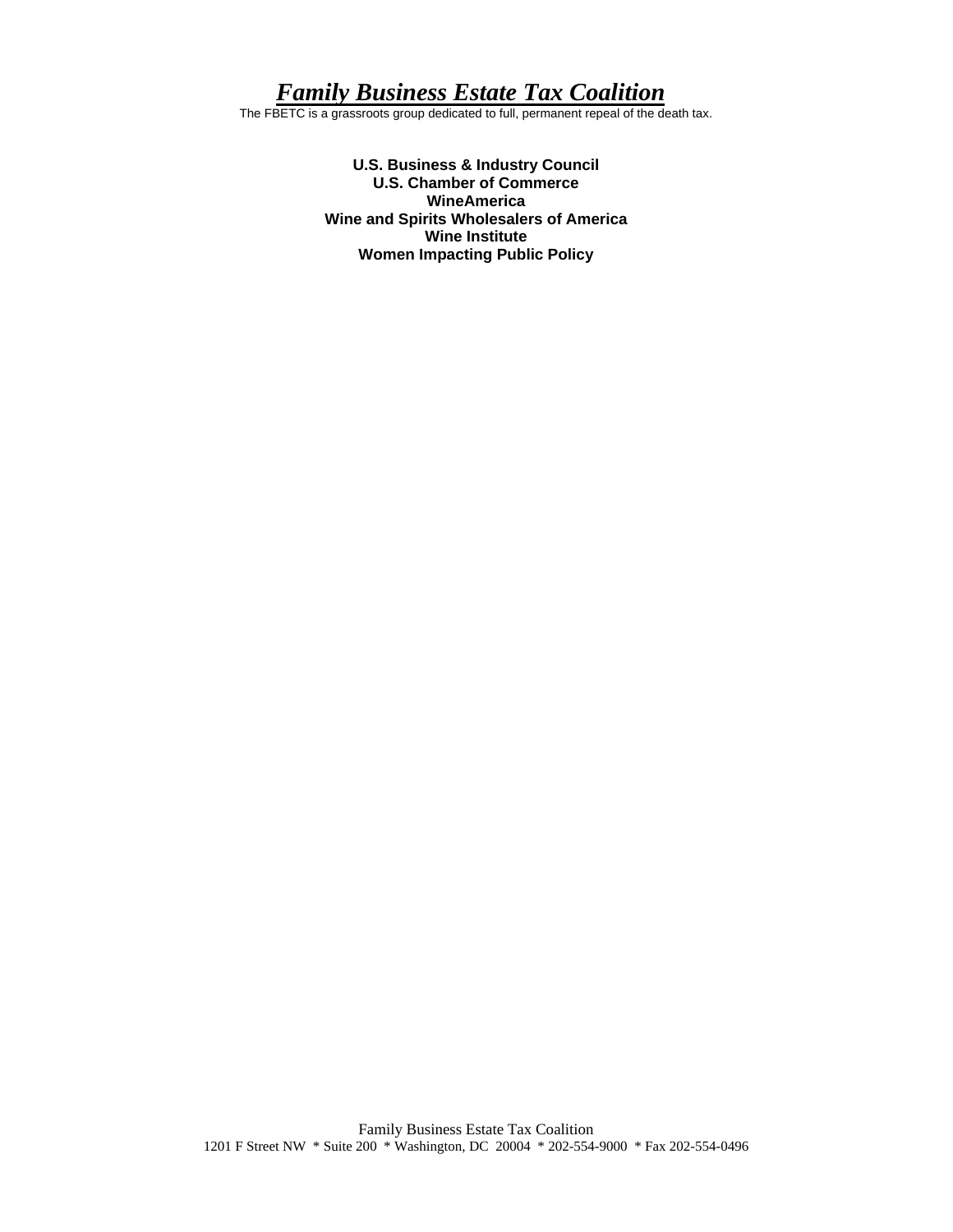# ***Family Business Estate Tax Coalition***

The FBETC is a grassroots group dedicated to full, permanent repeal of the death tax.

**U.S. Business & Industry Council**
**U.S. Chamber of Commerce**
**WineAmerica**
**Wine and Spirits Wholesalers of America**
**Wine Institute**
**Women Impacting Public Policy**